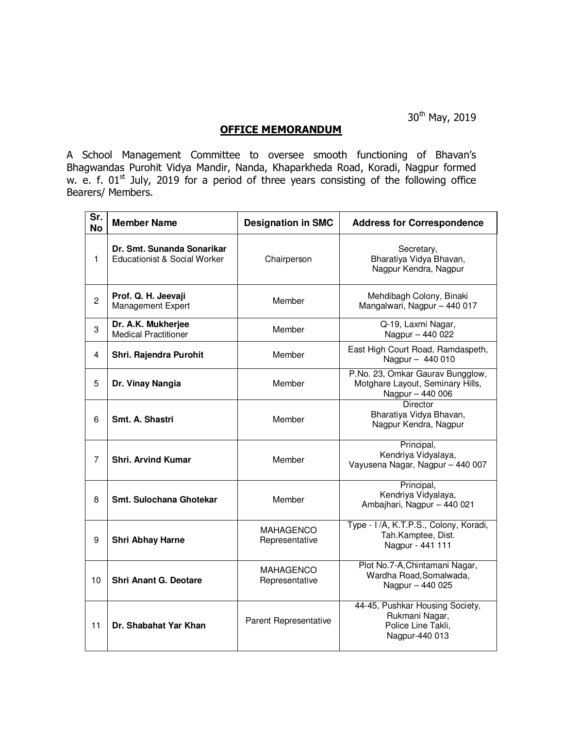30th May, 2019

## OFFICE MEMORANDUM

A School Management Committee to oversee smooth functioning of Bhavan's Bhagwandas Purohit Vidya Mandir, Nanda, Khaparkheda Road, Koradi, Nagpur formed w. e. f. 01st July, 2019 for a period of three years consisting of the following office Bearers/ Members.

| Sr. No | Member Name | Designation in SMC | Address for Correspondence |
|---|---|---|---|
| 1 | **Dr. Smt. Sunanda Sonarikar** Educationist & Social Worker | Chairperson | Secretary, Bharatiya Vidya Bhavan, Nagpur Kendra, Nagpur |
| 2 | **Prof. Q. H. Jeevaji** Management Expert | Member | Mehdibagh Colony, Binaki Mangalwari, Nagpur – 440 017 |
| 3 | **Dr. A.K. Mukherjee** Medical Practitioner | Member | Q-19, Laxmi Nagar, Nagpur – 440 022 |
| 4 | **Shri. Rajendra Purohit** | Member | East High Court Road, Ramdaspeth, Nagpur – 440 010 |
| 5 | **Dr. Vinay Nangia** | Member | P.No. 23, Omkar Gaurav Bungglow, Motghare Layout, Seminary Hills, Nagpur – 440 006 |
| 6 | **Smt. A. Shastri** | Member | Director Bharatiya Vidya Bhavan, Nagpur Kendra, Nagpur |
| 7 | **Shri. Arvind Kumar** | Member | Principal, Kendriya Vidyalaya, Vayusena Nagar, Nagpur – 440 007 |
| 8 | **Smt. Sulochana Ghotekar** | Member | Principal, Kendriya Vidyalaya, Ambajhari, Nagpur – 440 021 |
| 9 | **Shri Abhay Harne** | MAHAGENCO Representative | Type - I /A, K.T.P.S., Colony, Koradi, Tah.Kamptee, Dist. Nagpur - 441 111 |
| 10 | **Shri Anant G. Deotare** | MAHAGENCO Representative | Plot No.7-A,Chintamani Nagar, Wardha Road,Somalwada, Nagpur – 440 025 |
| 11 | **Dr. Shabahat Yar Khan** | Parent Representative | 44-45, Pushkar Housing Society, Rukmani Nagar, Police Line Takli, Nagpur-440 013 |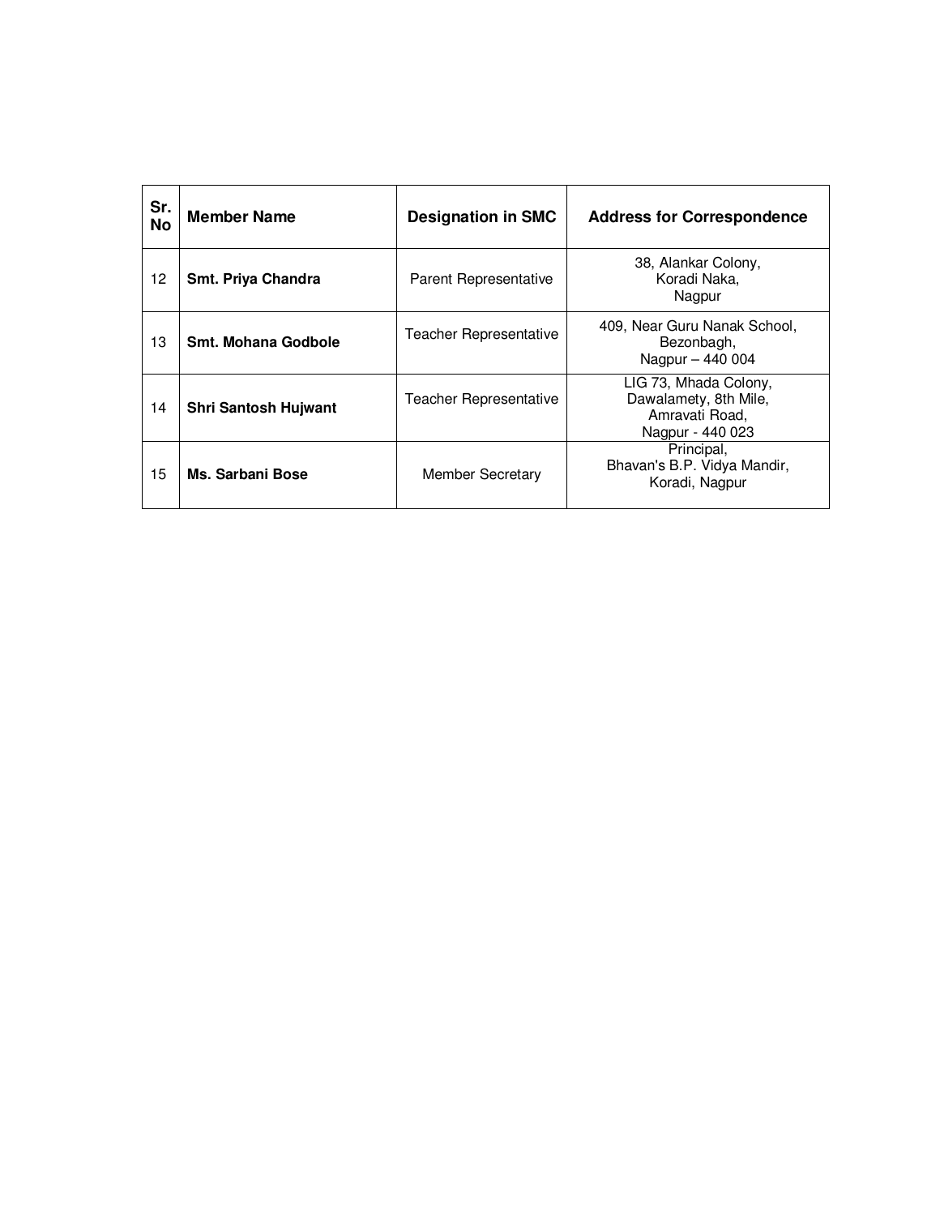| Sr. No | Member Name | Designation in SMC | Address for Correspondence |
| --- | --- | --- | --- |
| 12 | **Smt. Priya Chandra** | Parent Representative | 38, Alankar Colony, Koradi Naka, Nagpur |
| 13 | **Smt. Mohana Godbole** | Teacher Representative | 409, Near Guru Nanak School, Bezonbagh, Nagpur – 440 004 |
| 14 | **Shri Santosh Hujwant** | Teacher Representative | LIG 73, Mhada Colony, Dawalamety, 8th Mile, Amravati Road, Nagpur - 440 023 |
| 15 | **Ms. Sarbani Bose** | Member Secretary | Principal, Bhavan's B.P. Vidya Mandir, Koradi, Nagpur |